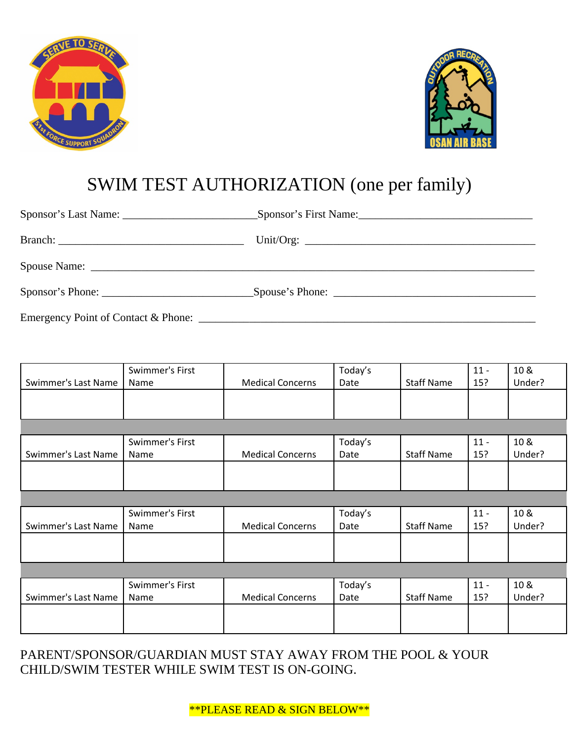# SWIM TEST AUTHORIZATION (one per family)

Sponsor's Last Name: ______________________ Sponsor's First Name: ______________________

Branch: ______________________ Unit/Org: ______________________

Spouse Name: ______________________________________________

Sponsor's Phone: ______________________ Spouse's Phone: ______________________

Emergency Point of Contact & Phone: ______________________________________________

| Swimmer's Last Name | Swimmer's First Name | Medical Concerns | Today's Date | Staff Name | 11 - 15? | 10 & Under? |
|---|---|---|---|---|---|---|
| | | | | | | |

| Swimmer's Last Name | Swimmer's First Name | Medical Concerns | Today's Date | Staff Name | 11 - 15? | 10 & Under? |
|---|---|---|---|---|---|---|
| | | | | | | |

| Swimmer's Last Name | Swimmer's First Name | Medical Concerns | Today's Date | Staff Name | 11 - 15? | 10 & Under? |
|---|---|---|---|---|---|---|
| | | | | | | |

| Swimmer's Last Name | Swimmer's First Name | Medical Concerns | Today's Date | Staff Name | 11 - 15? | 10 & Under? |
|---|---|---|---|---|---|---|
| | | | | | | |

PARENT/SPONSOR/GUARDIAN MUST STAY AWAY FROM THE POOL & YOUR CHILD/SWIM TESTER WHILE SWIM TEST IS ON-GOING.

**PLEASE READ & SIGN BELOW**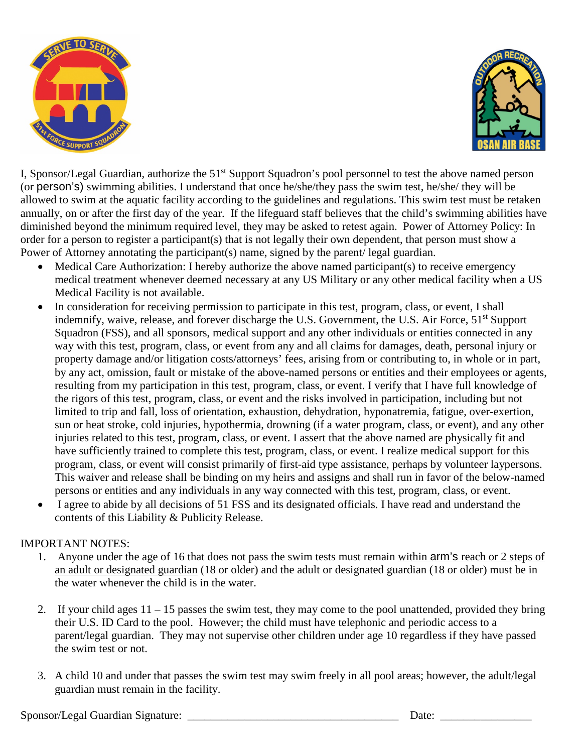I, Sponsor/Legal Guardian, authorize the 51st Support Squadron's pool personnel to test the above named person (or person's) swimming abilities. I understand that once he/she/they pass the swim test, he/she/ they will be allowed to swim at the aquatic facility according to the guidelines and regulations. This swim test must be retaken annually, on or after the first day of the year. If the lifeguard staff believes that the child's swimming abilities have diminished beyond the minimum required level, they may be asked to retest again. Power of Attorney Policy: In order for a person to register a participant(s) that is not legally their own dependent, that person must show a Power of Attorney annotating the participant(s) name, signed by the parent/ legal guardian.

- Medical Care Authorization: I hereby authorize the above named participant(s) to receive emergency medical treatment whenever deemed necessary at any US Military or any other medical facility when a US Medical Facility is not available.
- In consideration for receiving permission to participate in this test, program, class, or event, I shall indemnify, waive, release, and forever discharge the U.S. Government, the U.S. Air Force, 51st Support Squadron (FSS), and all sponsors, medical support and any other individuals or entities connected in any way with this test, program, class, or event from any and all claims for damages, death, personal injury or property damage and/or litigation costs/attorneys' fees, arising from or contributing to, in whole or in part, by any act, omission, fault or mistake of the above-named persons or entities and their employees or agents, resulting from my participation in this test, program, class, or event. I verify that I have full knowledge of the rigors of this test, program, class, or event and the risks involved in participation, including but not limited to trip and fall, loss of orientation, exhaustion, dehydration, hyponatremia, fatigue, over-exertion, sun or heat stroke, cold injuries, hypothermia, drowning (if a water program, class, or event), and any other injuries related to this test, program, class, or event. I assert that the above named are physically fit and have sufficiently trained to complete this test, program, class, or event. I realize medical support for this program, class, or event will consist primarily of first-aid type assistance, perhaps by volunteer laypersons. This waiver and release shall be binding on my heirs and assigns and shall run in favor of the below-named persons or entities and any individuals in any way connected with this test, program, class, or event.
- I agree to abide by all decisions of 51 FSS and its designated officials. I have read and understand the contents of this Liability & Publicity Release.

IMPORTANT NOTES:

1. Anyone under the age of 16 that does not pass the swim tests must remain within arm's reach or 2 steps of an adult or designated guardian (18 or older) and the adult or designated guardian (18 or older) must be in the water whenever the child is in the water.

2. If your child ages 11 – 15 passes the swim test, they may come to the pool unattended, provided they bring their U.S. ID Card to the pool. However; the child must have telephonic and periodic access to a parent/legal guardian. They may not supervise other children under age 10 regardless if they have passed the swim test or not.

3. A child 10 and under that passes the swim test may swim freely in all pool areas; however, the adult/legal guardian must remain in the facility.

Sponsor/Legal Guardian Signature: _____________________________________ Date: ________________